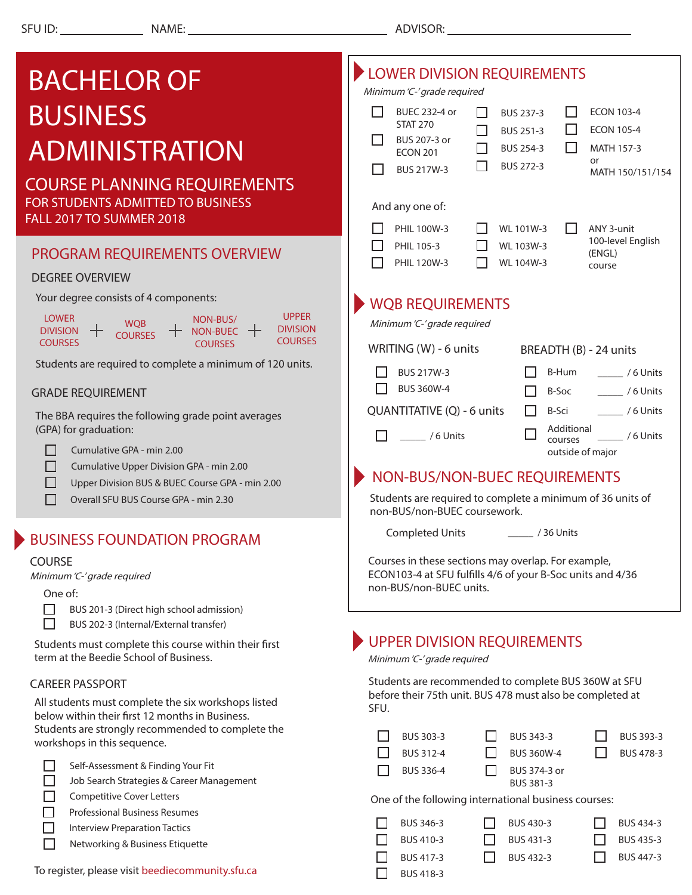SFU ID: ______________ NAME: ________________________________ ADVISOR: ________________________

# BACHELOR OF BUSINESS ADMINISTRATION

## COURSE PLANNING REQUIREMENTS

FOR STUDENTS ADMITTED TO BUSINESS
FALL 2017 TO SUMMER 2018

## PROGRAM REQUIREMENTS OVERVIEW

### DEGREE OVERVIEW

Your degree consists of 4 components:

LOWER DIVISION COURSES + WQB COURSES + NON-BUS/ NON-BUEC COURSES + UPPER DIVISION COURSES

Students are required to complete a minimum of 120 units.

### GRADE REQUIREMENT

The BBA requires the following grade point averages (GPA) for graduation:

- ☐ Cumulative GPA - min 2.00
- ☐ Cumulative Upper Division GPA - min 2.00
- ☐ Upper Division BUS & BUEC Course GPA - min 2.00
- ☐ Overall SFU BUS Course GPA - min 2.30

## BUSINESS FOUNDATION PROGRAM

### COURSE

*Minimum 'C-' grade required*

One of:

- ☐ BUS 201-3 (Direct high school admission)
- ☐ BUS 202-3 (Internal/External transfer)

Students must complete this course within their first term at the Beedie School of Business.

### CAREER PASSPORT

All students must complete the six workshops listed below within their first 12 months in Business. Students are strongly recommended to complete the workshops in this sequence.

- ☐ Self-Assessment & Finding Your Fit
- ☐ Job Search Strategies & Career Management
- ☐ Competitive Cover Letters
- ☐ Professional Business Resumes
- ☐ Interview Preparation Tactics
- ☐ Networking & Business Etiquette

To register, please visit beediecommunity.sfu.ca

## LOWER DIVISION REQUIREMENTS

*Minimum 'C-' grade required*

- ☐ BUEC 232-4 or STAT 270
- ☐ BUS 207-3 or ECON 201
- ☐ BUS 217W-3
- ☐ BUS 237-3
- ☐ BUS 251-3
- ☐ BUS 254-3
- ☐ BUS 272-3
- ☐ ECON 103-4
- ☐ ECON 105-4
- ☐ MATH 157-3 or MATH 150/151/154

And any one of:

- ☐ PHIL 100W-3
- ☐ PHIL 105-3
- ☐ PHIL 120W-3
- ☐ WL 101W-3
- ☐ WL 103W-3
- ☐ WL 104W-3
- ☐ ANY 3-unit 100-level English (ENGL) course

## WQB REQUIREMENTS

*Minimum 'C-' grade required*

### WRITING (W) - 6 units

- ☐ BUS 217W-3
- ☐ BUS 360W-4

### QUANTITATIVE (Q) - 6 units

- ☐ _____ / 6 Units

### BREADTH (B) - 24 units

- ☐ B-Hum _____ / 6 Units
- ☐ B-Soc _____ / 6 Units
- ☐ B-Sci _____ / 6 Units
- ☐ Additional courses outside of major _____ / 6 Units

## NON-BUS/NON-BUEC REQUIREMENTS

Students are required to complete a minimum of 36 units of non-BUS/non-BUEC coursework.

Completed Units _____ / 36 Units

Courses in these sections may overlap. For example, ECON103-4 at SFU fulfills 4/6 of your B-Soc units and 4/36 non-BUS/non-BUEC units.

## UPPER DIVISION REQUIREMENTS

*Minimum 'C-' grade required*

Students are recommended to complete BUS 360W at SFU before their 75th unit. BUS 478 must also be completed at SFU.

- ☐ BUS 303-3
- ☐ BUS 312-4
- ☐ BUS 336-4
- ☐ BUS 343-3
- ☐ BUS 360W-4
- ☐ BUS 374-3 or BUS 381-3
- ☐ BUS 393-3
- ☐ BUS 478-3

One of the following international business courses:

- ☐ BUS 346-3
- ☐ BUS 410-3
- ☐ BUS 417-3
- ☐ BUS 418-3
- ☐ BUS 430-3
- ☐ BUS 431-3
- ☐ BUS 432-3
- ☐ BUS 434-3
- ☐ BUS 435-3
- ☐ BUS 447-3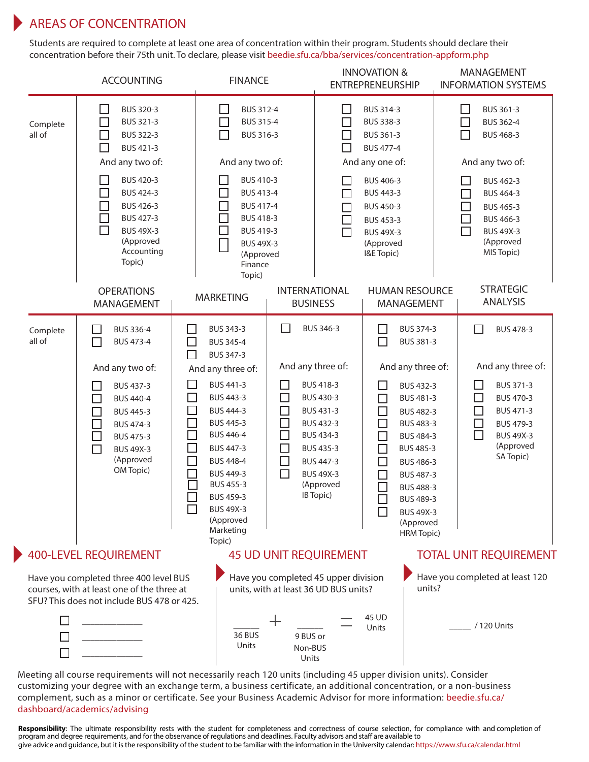# AREAS OF CONCENTRATION

Students are required to complete at least one area of concentration within their program. Students should declare their concentration before their 75th unit. To declare, please visit beedie.sfu.ca/bba/services/concentration-appform.php

| | ACCOUNTING | FINANCE | INNOVATION & ENTREPRENEURSHIP | MANAGEMENT INFORMATION SYSTEMS |
|---|---|---|---|---|
| Complete all of | ☐ BUS 320-3<br>☐ BUS 321-3<br>☐ BUS 322-3<br>☐ BUS 421-3 | ☐ BUS 312-4<br>☐ BUS 315-4<br>☐ BUS 316-3 | ☐ BUS 314-3<br>☐ BUS 338-3<br>☐ BUS 361-3<br>☐ BUS 477-4 | ☐ BUS 361-3<br>☐ BUS 362-4<br>☐ BUS 468-3 |
| | And any two of:<br>☐ BUS 420-3<br>☐ BUS 424-3<br>☐ BUS 426-3<br>☐ BUS 427-3<br>☐ BUS 49X-3 (Approved Accounting Topic) | And any two of:<br>☐ BUS 410-3<br>☐ BUS 413-4<br>☐ BUS 417-4<br>☐ BUS 418-3<br>☐ BUS 419-3<br>☐ BUS 49X-3 (Approved Finance Topic) | And any one of:<br>☐ BUS 406-3<br>☐ BUS 443-3<br>☐ BUS 450-3<br>☐ BUS 453-3<br>☐ BUS 49X-3 (Approved I&E Topic) | And any two of:<br>☐ BUS 462-3<br>☐ BUS 464-3<br>☐ BUS 465-3<br>☐ BUS 466-3<br>☐ BUS 49X-3 (Approved MIS Topic) |

| | OPERATIONS MANAGEMENT | MARKETING | INTERNATIONAL BUSINESS | HUMAN RESOURCE MANAGEMENT | STRATEGIC ANALYSIS |
|---|---|---|---|---|---|
| Complete all of | ☐ BUS 336-4<br>☐ BUS 473-4 | ☐ BUS 343-3<br>☐ BUS 345-4<br>☐ BUS 347-3 | ☐ BUS 346-3 | ☐ BUS 374-3<br>☐ BUS 381-3 | ☐ BUS 478-3 |
| | And any two of:<br>☐ BUS 437-3<br>☐ BUS 440-4<br>☐ BUS 445-3<br>☐ BUS 474-3<br>☐ BUS 475-3<br>☐ BUS 49X-3 (Approved OM Topic) | And any three of:<br>☐ BUS 441-3<br>☐ BUS 443-3<br>☐ BUS 444-3<br>☐ BUS 445-3<br>☐ BUS 446-4<br>☐ BUS 447-3<br>☐ BUS 448-4<br>☐ BUS 449-3<br>☐ BUS 455-3<br>☐ BUS 459-3<br>☐ BUS 49X-3 (Approved Marketing Topic) | And any three of:<br>☐ BUS 418-3<br>☐ BUS 430-3<br>☐ BUS 431-3<br>☐ BUS 432-3<br>☐ BUS 434-3<br>☐ BUS 435-3<br>☐ BUS 447-3<br>☐ BUS 49X-3 (Approved IB Topic) | And any three of:<br>☐ BUS 432-3<br>☐ BUS 481-3<br>☐ BUS 482-3<br>☐ BUS 483-3<br>☐ BUS 484-3<br>☐ BUS 485-3<br>☐ BUS 486-3<br>☐ BUS 487-3<br>☐ BUS 488-3<br>☐ BUS 489-3<br>☐ BUS 49X-3 (Approved HRM Topic) | And any three of:<br>☐ BUS 371-3<br>☐ BUS 470-3<br>☐ BUS 471-3<br>☐ BUS 479-3<br>☐ BUS 49X-3 (Approved SA Topic) |

# 400-LEVEL REQUIREMENT

Have you completed three 400 level BUS courses, with at least one of the three at SFU? This does not include BUS 478 or 425.

☐ ____________

☐ ____________

☐ ____________

# 45 UD UNIT REQUIREMENT

Have you completed 45 upper division units, with at least 36 UD BUS units?

______ + ______ = 45 UD Units

36 BUS Units + 9 BUS or Non-BUS Units

# TOTAL UNIT REQUIREMENT

Have you completed at least 120 units?

_____ / 120 Units

Meeting all course requirements will not necessarily reach 120 units (including 45 upper division units). Consider customizing your degree with an exchange term, a business certificate, an additional concentration, or a non-business complement, such as a minor or certificate. See your Business Academic Advisor for more information: beedie.sfu.ca/dashboard/academics/advising

**Responsibility**: The ultimate responsibility rests with the student for completeness and correctness of course selection, for compliance with and completion of program and degree requirements, and for the observance of regulations and deadlines. Faculty advisors and staff are available to give advice and guidance, but it is the responsibility of the student to be familiar with the information in the University calendar: https://www.sfu.ca/calendar.html